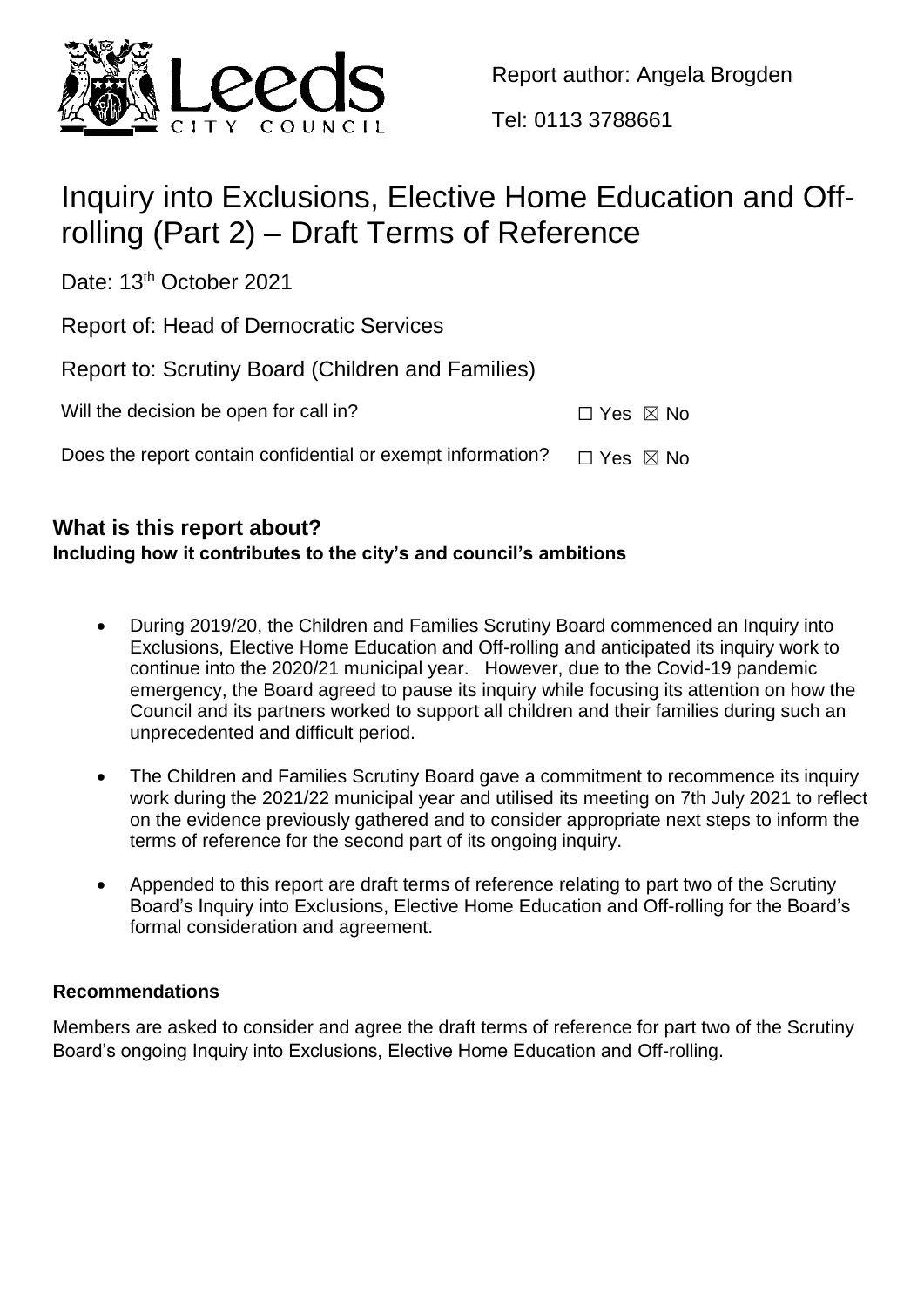Report author: Angela Brogden

Tel: 0113 3788661

# Inquiry into Exclusions, Elective Home Education and Off-rolling (Part 2) – Draft Terms of Reference

Date: 13th October 2021

Report of: Head of Democratic Services

Report to: Scrutiny Board (Children and Families)

Will the decision be open for call in? ☐ Yes ☒ No

Does the report contain confidential or exempt information? ☐ Yes ☒ No

## What is this report about?

**Including how it contributes to the city's and council's ambitions**

- During 2019/20, the Children and Families Scrutiny Board commenced an Inquiry into Exclusions, Elective Home Education and Off-rolling and anticipated its inquiry work to continue into the 2020/21 municipal year. However, due to the Covid-19 pandemic emergency, the Board agreed to pause its inquiry while focusing its attention on how the Council and its partners worked to support all children and their families during such an unprecedented and difficult period.
- The Children and Families Scrutiny Board gave a commitment to recommence its inquiry work during the 2021/22 municipal year and utilised its meeting on 7th July 2021 to reflect on the evidence previously gathered and to consider appropriate next steps to inform the terms of reference for the second part of its ongoing inquiry.
- Appended to this report are draft terms of reference relating to part two of the Scrutiny Board's Inquiry into Exclusions, Elective Home Education and Off-rolling for the Board's formal consideration and agreement.

### Recommendations

Members are asked to consider and agree the draft terms of reference for part two of the Scrutiny Board's ongoing Inquiry into Exclusions, Elective Home Education and Off-rolling.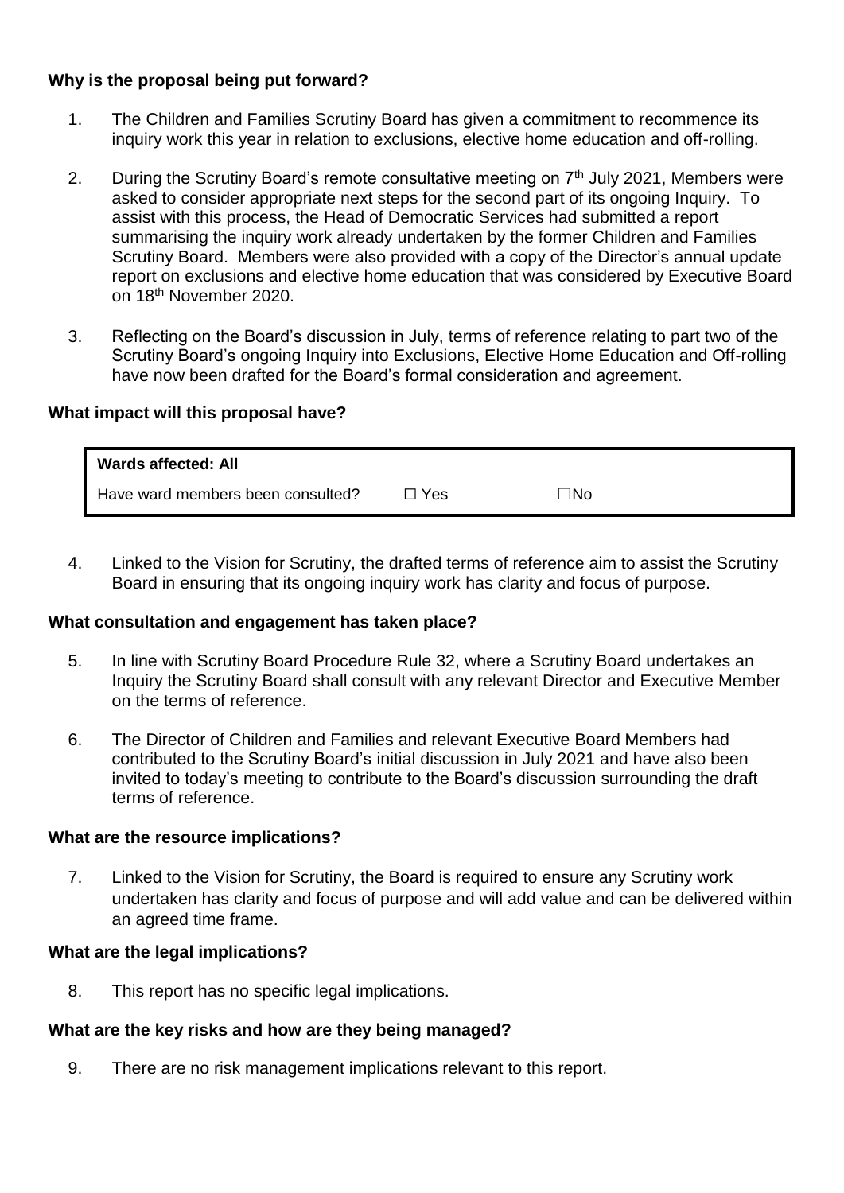**Why is the proposal being put forward?**

1. The Children and Families Scrutiny Board has given a commitment to recommence its inquiry work this year in relation to exclusions, elective home education and off-rolling.

2. During the Scrutiny Board's remote consultative meeting on 7th July 2021, Members were asked to consider appropriate next steps for the second part of its ongoing Inquiry. To assist with this process, the Head of Democratic Services had submitted a report summarising the inquiry work already undertaken by the former Children and Families Scrutiny Board. Members were also provided with a copy of the Director's annual update report on exclusions and elective home education that was considered by Executive Board on 18th November 2020.

3. Reflecting on the Board's discussion in July, terms of reference relating to part two of the Scrutiny Board's ongoing Inquiry into Exclusions, Elective Home Education and Off-rolling have now been drafted for the Board's formal consideration and agreement.

**What impact will this proposal have?**

| **Wards affected: All** | | |
|---|---|---|
| Have ward members been consulted? | ☐ Yes | ☐No |

4. Linked to the Vision for Scrutiny, the drafted terms of reference aim to assist the Scrutiny Board in ensuring that its ongoing inquiry work has clarity and focus of purpose.

**What consultation and engagement has taken place?**

5. In line with Scrutiny Board Procedure Rule 32, where a Scrutiny Board undertakes an Inquiry the Scrutiny Board shall consult with any relevant Director and Executive Member on the terms of reference.

6. The Director of Children and Families and relevant Executive Board Members had contributed to the Scrutiny Board's initial discussion in July 2021 and have also been invited to today's meeting to contribute to the Board's discussion surrounding the draft terms of reference.

**What are the resource implications?**

7. Linked to the Vision for Scrutiny, the Board is required to ensure any Scrutiny work undertaken has clarity and focus of purpose and will add value and can be delivered within an agreed time frame.

**What are the legal implications?**

8. This report has no specific legal implications.

**What are the key risks and how are they being managed?**

9. There are no risk management implications relevant to this report.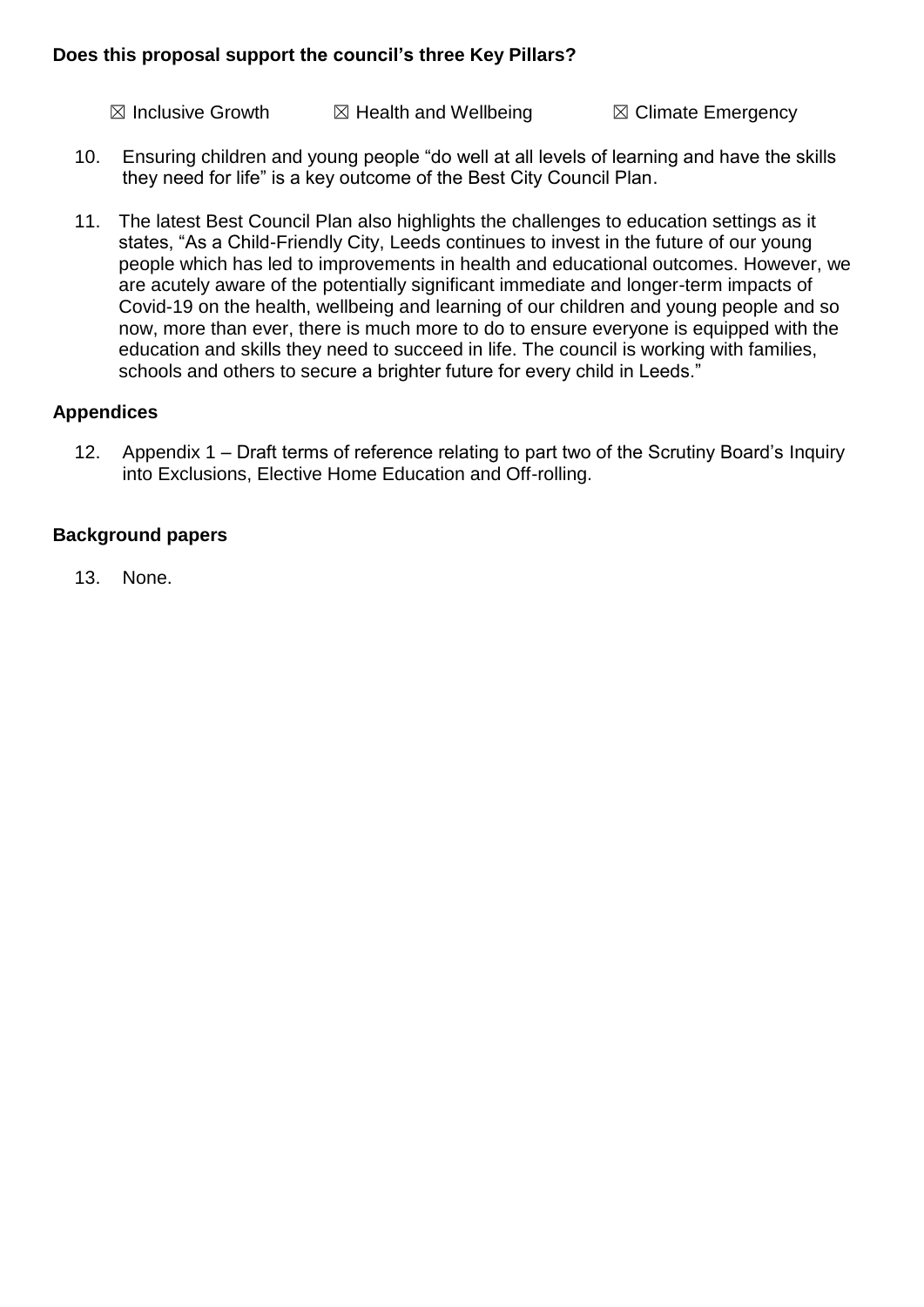**Does this proposal support the council's three Key Pillars?**

☒ Inclusive Growth ☒ Health and Wellbeing ☒ Climate Emergency

10. Ensuring children and young people "do well at all levels of learning and have the skills they need for life" is a key outcome of the Best City Council Plan.

11. The latest Best Council Plan also highlights the challenges to education settings as it states, "As a Child-Friendly City, Leeds continues to invest in the future of our young people which has led to improvements in health and educational outcomes. However, we are acutely aware of the potentially significant immediate and longer-term impacts of Covid-19 on the health, wellbeing and learning of our children and young people and so now, more than ever, there is much more to do to ensure everyone is equipped with the education and skills they need to succeed in life. The council is working with families, schools and others to secure a brighter future for every child in Leeds."

**Appendices**

12. Appendix 1 – Draft terms of reference relating to part two of the Scrutiny Board's Inquiry into Exclusions, Elective Home Education and Off-rolling.

**Background papers**

13. None.